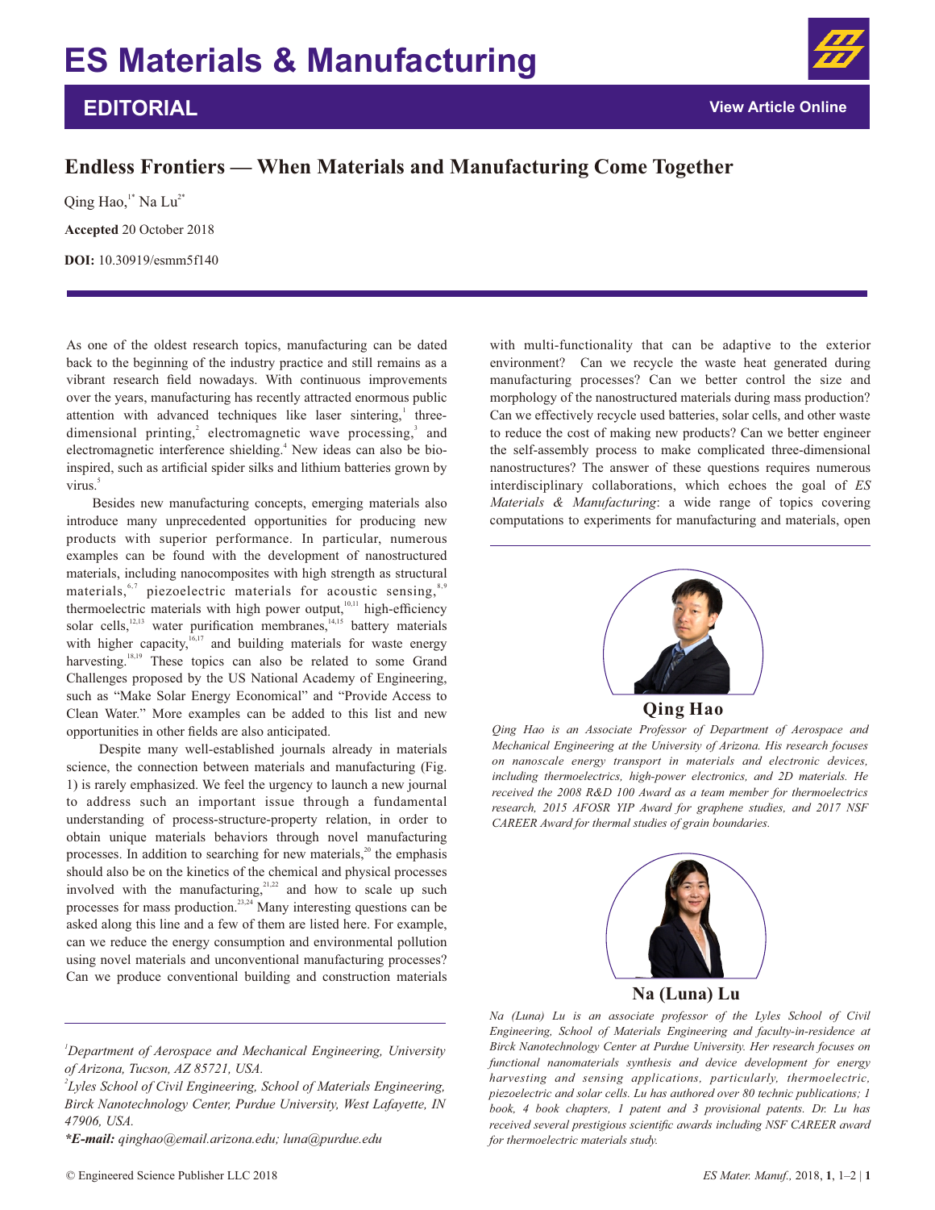# ES Materials & Manufacturing

## EDITORIAL

## Endless Frontiers — When Materials and Manufacturing Come Together

Qing Hao,[1*] Na Lu[2*]

**Accepted** 20 October 2018

**DOI:** 10.30919/esmm5f140

As one of the oldest research topics, manufacturing can be dated back to the beginning of the industry practice and still remains as a vibrant research field nowadays. With continuous improvements over the years, manufacturing has recently attracted enormous public attention with advanced techniques like laser sintering,[1] three-dimensional printing,[2] electromagnetic wave processing,[3] and electromagnetic interference shielding.[4] New ideas can also be bio-inspired, such as artificial spider silks and lithium batteries grown by virus.[5]

Besides new manufacturing concepts, emerging materials also introduce many unprecedented opportunities for producing new products with superior performance. In particular, numerous examples can be found with the development of nanostructured materials, including nanocomposites with high strength as structural materials,[6,7] piezoelectric materials for acoustic sensing,[8,9] thermoelectric materials with high power output,[10,11] high-efficiency solar cells,[12,13] water purification membranes,[14,15] battery materials with higher capacity,[16,17] and building materials for waste energy harvesting.[18,19] These topics can also be related to some Grand Challenges proposed by the US National Academy of Engineering, such as "Make Solar Energy Economical" and "Provide Access to Clean Water." More examples can be added to this list and new opportunities in other fields are also anticipated.

Despite many well-established journals already in materials science, the connection between materials and manufacturing (Fig. 1) is rarely emphasized. We feel the urgency to launch a new journal to address such an important issue through a fundamental understanding of process-structure-property relation, in order to obtain unique materials behaviors through novel manufacturing processes. In addition to searching for new materials,[20] the emphasis should also be on the kinetics of the chemical and physical processes involved with the manufacturing,[21,22] and how to scale up such processes for mass production.[23,24] Many interesting questions can be asked along this line and a few of them are listed here. For example, can we reduce the energy consumption and environmental pollution using novel materials and unconventional manufacturing processes? Can we produce conventional building and construction materials with multi-functionality that can be adaptive to the exterior environment? Can we recycle the waste heat generated during manufacturing processes? Can we better control the size and morphology of the nanostructured materials during mass production? Can we effectively recycle used batteries, solar cells, and other waste to reduce the cost of making new products? Can we better engineer the self-assembly process to make complicated three-dimensional nanostructures? The answer of these questions requires numerous interdisciplinary collaborations, which echoes the goal of *ES Materials & Manufacturing*: a wide range of topics covering computations to experiments for manufacturing and materials, open

**Qing Hao**

*Qing Hao is an Associate Professor of Department of Aerospace and Mechanical Engineering at the University of Arizona. His research focuses on nanoscale energy transport in materials and electronic devices, including thermoelectrics, high-power electronics, and 2D materials. He received the 2008 R&D 100 Award as a team member for thermoelectrics research, 2015 AFOSR YIP Award for graphene studies, and 2017 NSF CAREER Award for thermal studies of grain boundaries.*

**Na (Luna) Lu**

*Na (Luna) Lu is an associate professor of the Lyles School of Civil Engineering, School of Materials Engineering and faculty-in-residence at Birck Nanotechnology Center at Purdue University. Her research focuses on functional nanomaterials synthesis and device development for energy harvesting and sensing applications, particularly, thermoelectric, piezoelectric and solar cells. Lu has authored over 80 technic publications; 1 book, 4 book chapters, 1 patent and 3 provisional patents. Dr. Lu has received several prestigious scientific awards including NSF CAREER award for thermoelectric materials study.*

[1] *Department of Aerospace and Mechanical Engineering, University of Arizona, Tucson, AZ 85721, USA.*

[2] *Lyles School of Civil Engineering, School of Materials Engineering, Birck Nanotechnology Center, Purdue University, West Lafayette, IN 47906, USA.*

***E-mail:** qinghao@email.arizona.edu; luna@purdue.edu*

© Engineered Science Publisher LLC 2018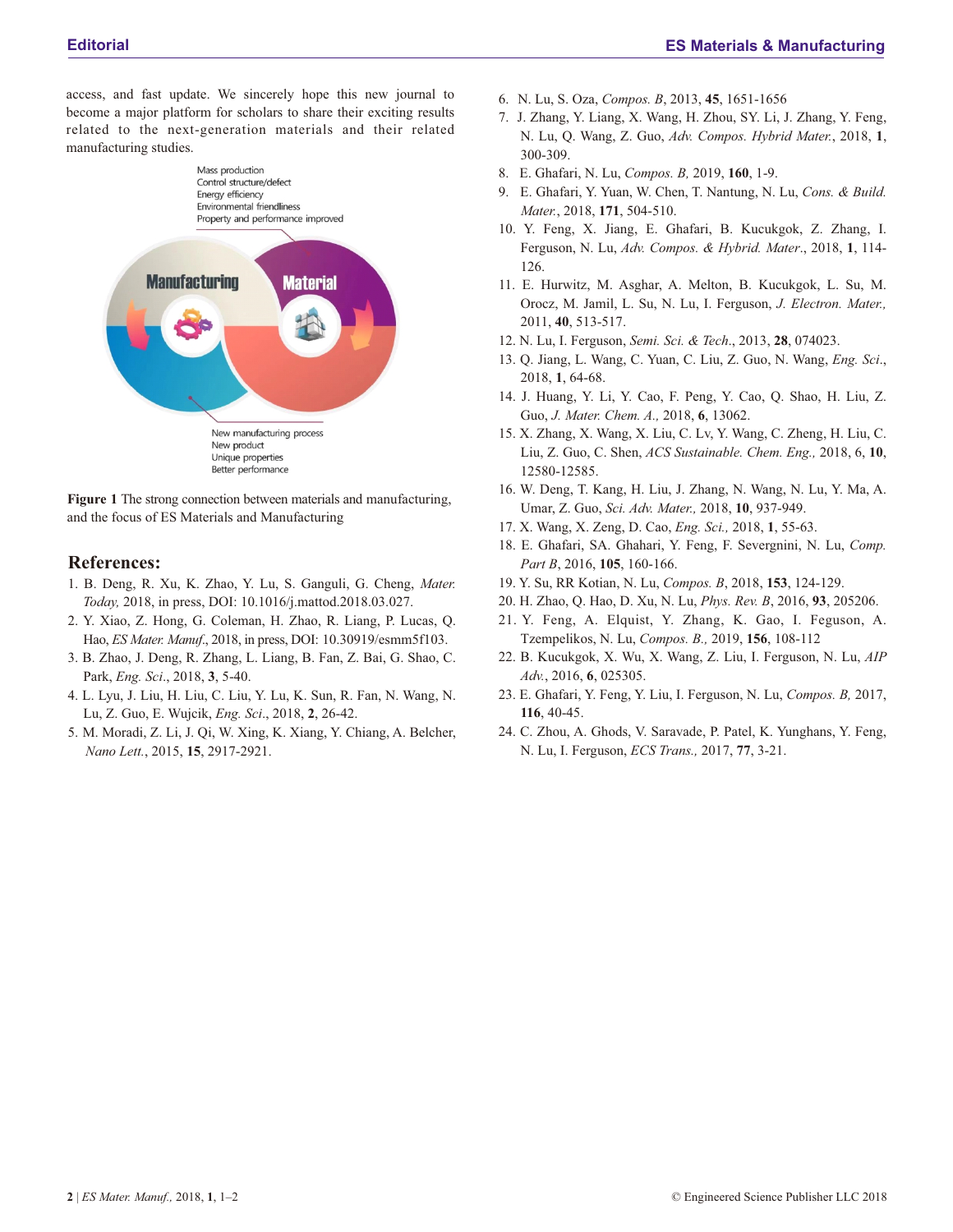access, and fast update. We sincerely hope this new journal to become a major platform for scholars to share their exciting results related to the next-generation materials and their related manufacturing studies.

Mass production
Control structure/defect
Energy efficiency
Environmental friendliness
Property and performance improved

Manufacturing
Material

New manufacturing process
New product
Unique properties
Better performance

**Figure 1** The strong connection between materials and manufacturing, and the focus of ES Materials and Manufacturing

## References:

1. B. Deng, R. Xu, K. Zhao, Y. Lu, S. Ganguli, G. Cheng, *Mater. Today,* 2018, in press, DOI: 10.1016/j.mattod.2018.03.027.
2. Y. Xiao, Z. Hong, G. Coleman, H. Zhao, R. Liang, P. Lucas, Q. Hao, *ES Mater. Manuf.*, 2018, in press, DOI: 10.30919/esmm5f103.
3. B. Zhao, J. Deng, R. Zhang, L. Liang, B. Fan, Z. Bai, G. Shao, C. Park, *Eng. Sci*., 2018, **3**, 5-40.
4. L. Lyu, J. Liu, H. Liu, C. Liu, Y. Lu, K. Sun, R. Fan, N. Wang, N. Lu, Z. Guo, E. Wujcik, *Eng. Sci*., 2018, **2**, 26-42.
5. M. Moradi, Z. Li, J. Qi, W. Xing, K. Xiang, Y. Chiang, A. Belcher, *Nano Lett.*, 2015, **15**, 2917-2921.
6. N. Lu, S. Oza, *Compos. B*, 2013, **45**, 1651-1656
7. J. Zhang, Y. Liang, X. Wang, H. Zhou, SY. Li, J. Zhang, Y. Feng, N. Lu, Q. Wang, Z. Guo, *Adv. Compos. Hybrid Mater.*, 2018, **1**, 300-309.
8. E. Ghafari, N. Lu, *Compos. B,* 2019, **160**, 1-9.
9. E. Ghafari, Y. Yuan, W. Chen, T. Nantung, N. Lu, *Cons. & Build. Mater.*, 2018, **171**, 504-510.
10. Y. Feng, X. Jiang, E. Ghafari, B. Kucukgok, Z. Zhang, I. Ferguson, N. Lu, *Adv. Compos. & Hybrid. Mater*., 2018, **1**, 114-126.
11. E. Hurwitz, M. Asghar, A. Melton, B. Kucukgok, L. Su, M. Orocz, M. Jamil, L. Su, N. Lu, I. Ferguson, *J. Electron. Mater.,* 2011, **40**, 513-517.
12. N. Lu, I. Ferguson, *Semi. Sci. & Tech*., 2013, **28**, 074023.
13. Q. Jiang, L. Wang, C. Yuan, C. Liu, Z. Guo, N. Wang, *Eng. Sci*., 2018, **1**, 64-68.
14. J. Huang, Y. Li, Y. Cao, F. Peng, Y. Cao, Q. Shao, H. Liu, Z. Guo, *J. Mater. Chem. A.,* 2018, **6**, 13062.
15. X. Zhang, X. Wang, X. Liu, C. Lv, Y. Wang, C. Zheng, H. Liu, C. Liu, Z. Guo, C. Shen, *ACS Sustainable. Chem. Eng.,* 2018, 6, **10**, 12580-12585.
16. W. Deng, T. Kang, H. Liu, J. Zhang, N. Wang, N. Lu, Y. Ma, A. Umar, Z. Guo, *Sci. Adv. Mater.,* 2018, **10**, 937-949.
17. X. Wang, X. Zeng, D. Cao, *Eng. Sci.,* 2018, **1**, 55-63.
18. E. Ghafari, SA. Ghahari, Y. Feng, F. Severgnini, N. Lu, *Comp. Part B*, 2016, **105**, 160-166.
19. Y. Su, RR Kotian, N. Lu, *Compos. B*, 2018, **153**, 124-129.
20. H. Zhao, Q. Hao, D. Xu, N. Lu, *Phys. Rev. B*, 2016, **93**, 205206.
21. Y. Feng, A. Elquist, Y. Zhang, K. Gao, I. Feguson, A. Tzempelikos, N. Lu, *Compos. B.,* 2019, **156**, 108-112
22. B. Kucukgok, X. Wu, X. Wang, Z. Liu, I. Ferguson, N. Lu, *AIP Adv.*, 2016, **6**, 025305.
23. E. Ghafari, Y. Feng, Y. Liu, I. Ferguson, N. Lu, *Compos. B,* 2017, **116**, 40-45.
24. C. Zhou, A. Ghods, V. Saravade, P. Patel, K. Yunghans, Y. Feng, N. Lu, I. Ferguson, *ECS Trans.,* 2017, **77**, 3-21.